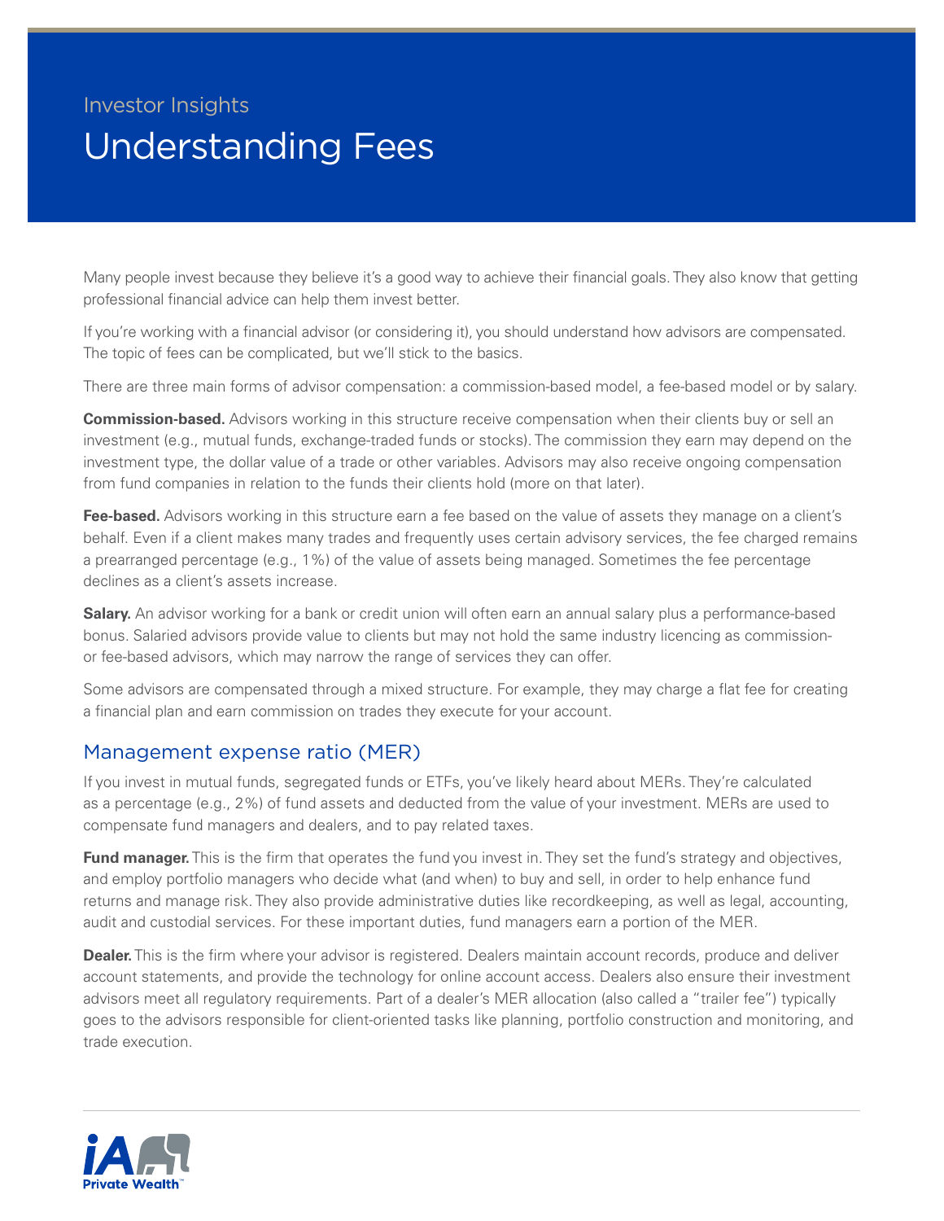Investor Insights

# Understanding Fees

Many people invest because they believe it's a good way to achieve their financial goals. They also know that getting professional financial advice can help them invest better.

If you're working with a financial advisor (or considering it), you should understand how advisors are compensated. The topic of fees can be complicated, but we'll stick to the basics.

There are three main forms of advisor compensation: a commission-based model, a fee-based model or by salary.

**Commission-based.** Advisors working in this structure receive compensation when their clients buy or sell an investment (e.g., mutual funds, exchange-traded funds or stocks). The commission they earn may depend on the investment type, the dollar value of a trade or other variables. Advisors may also receive ongoing compensation from fund companies in relation to the funds their clients hold (more on that later).

**Fee-based.** Advisors working in this structure earn a fee based on the value of assets they manage on a client's behalf. Even if a client makes many trades and frequently uses certain advisory services, the fee charged remains a prearranged percentage (e.g., 1%) of the value of assets being managed. Sometimes the fee percentage declines as a client's assets increase.

**Salary.** An advisor working for a bank or credit union will often earn an annual salary plus a performance-based bonus. Salaried advisors provide value to clients but may not hold the same industry licencing as commission- or fee-based advisors, which may narrow the range of services they can offer.

Some advisors are compensated through a mixed structure. For example, they may charge a flat fee for creating a financial plan and earn commission on trades they execute for your account.

## Management expense ratio (MER)

If you invest in mutual funds, segregated funds or ETFs, you've likely heard about MERs. They're calculated as a percentage (e.g., 2%) of fund assets and deducted from the value of your investment. MERs are used to compensate fund managers and dealers, and to pay related taxes.

**Fund manager.** This is the firm that operates the fund you invest in. They set the fund's strategy and objectives, and employ portfolio managers who decide what (and when) to buy and sell, in order to help enhance fund returns and manage risk. They also provide administrative duties like recordkeeping, as well as legal, accounting, audit and custodial services. For these important duties, fund managers earn a portion of the MER.

**Dealer.** This is the firm where your advisor is registered. Dealers maintain account records, produce and deliver account statements, and provide the technology for online account access. Dealers also ensure their investment advisors meet all regulatory requirements. Part of a dealer's MER allocation (also called a "trailer fee") typically goes to the advisors responsible for client-oriented tasks like planning, portfolio construction and monitoring, and trade execution.

iA Private Wealth™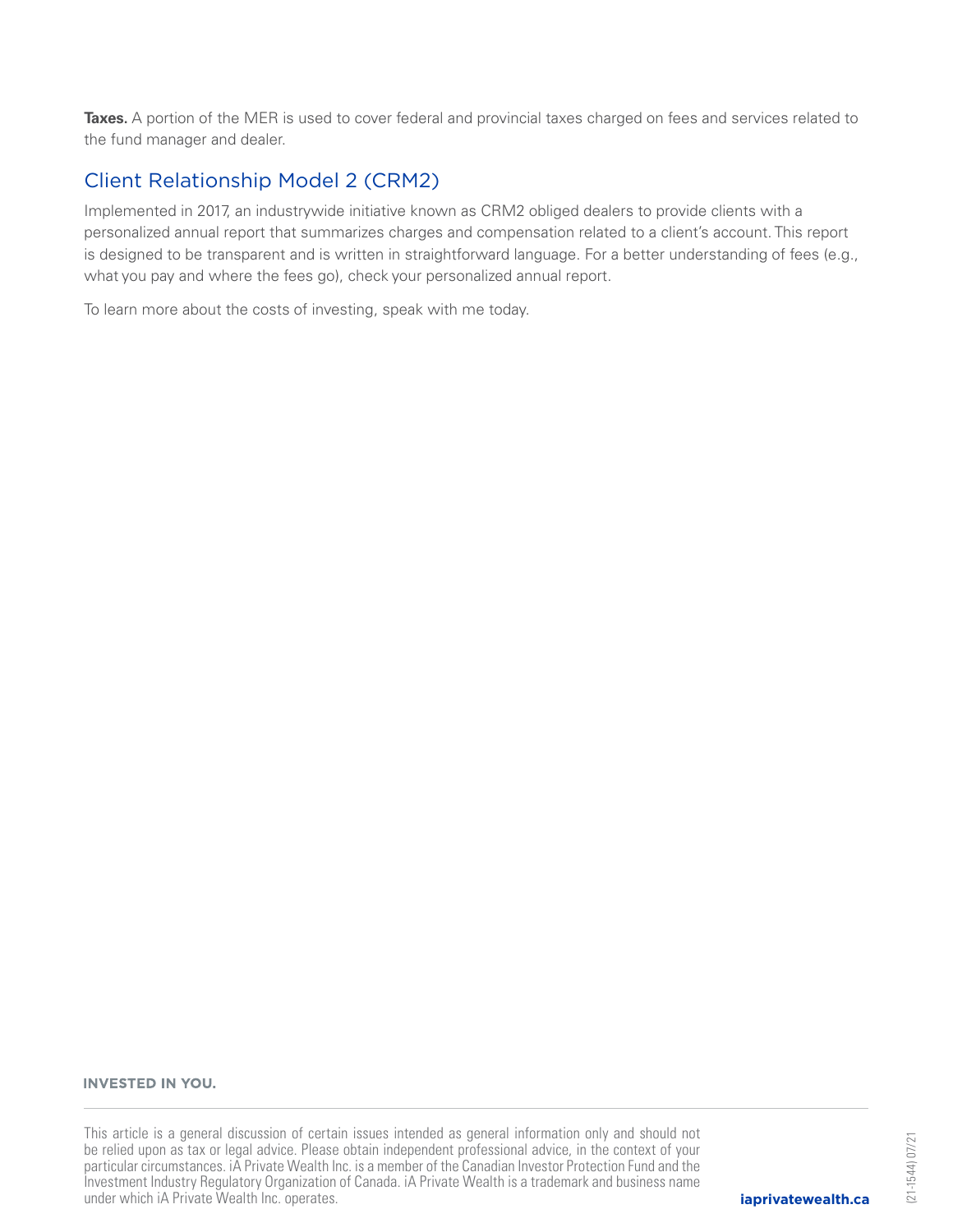**Taxes.** A portion of the MER is used to cover federal and provincial taxes charged on fees and services related to the fund manager and dealer.

## Client Relationship Model 2 (CRM2)

Implemented in 2017, an industrywide initiative known as CRM2 obliged dealers to provide clients with a personalized annual report that summarizes charges and compensation related to a client's account. This report is designed to be transparent and is written in straightforward language. For a better understanding of fees (e.g., what you pay and where the fees go), check your personalized annual report.

To learn more about the costs of investing, speak with me today.

**INVESTED IN YOU.**

This article is a general discussion of certain issues intended as general information only and should not be relied upon as tax or legal advice. Please obtain independent professional advice, in the context of your particular circumstances. iA Private Wealth Inc. is a member of the Canadian Investor Protection Fund and the Investment Industry Regulatory Organization of Canada. iA Private Wealth is a trademark and business name under which iA Private Wealth Inc. operates.

**iaprivatewealth.ca**

(21-1544) 07/21